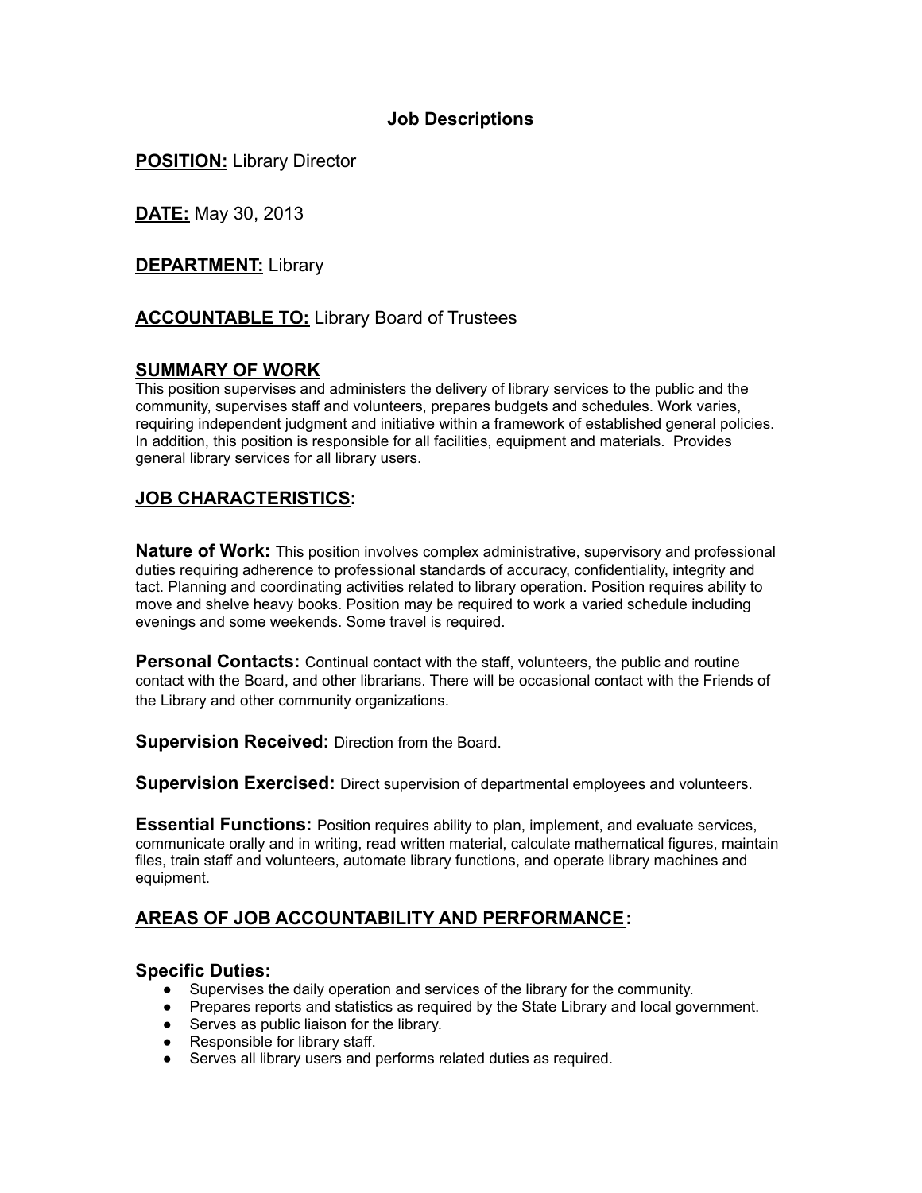# Job Descriptions

**POSITION:** Library Director

**DATE:** May 30, 2013

**DEPARTMENT:** Library

**ACCOUNTABLE TO:** Library Board of Trustees

## SUMMARY OF WORK

This position supervises and administers the delivery of library services to the public and the community, supervises staff and volunteers, prepares budgets and schedules. Work varies, requiring independent judgment and initiative within a framework of established general policies. In addition, this position is responsible for all facilities, equipment and materials. Provides general library services for all library users.

## JOB CHARACTERISTICS:

**Nature of Work:** This position involves complex administrative, supervisory and professional duties requiring adherence to professional standards of accuracy, confidentiality, integrity and tact. Planning and coordinating activities related to library operation. Position requires ability to move and shelve heavy books. Position may be required to work a varied schedule including evenings and some weekends. Some travel is required.

**Personal Contacts:** Continual contact with the staff, volunteers, the public and routine contact with the Board, and other librarians. There will be occasional contact with the Friends of the Library and other community organizations.

**Supervision Received:** Direction from the Board.

**Supervision Exercised:** Direct supervision of departmental employees and volunteers.

**Essential Functions:** Position requires ability to plan, implement, and evaluate services, communicate orally and in writing, read written material, calculate mathematical figures, maintain files, train staff and volunteers, automate library functions, and operate library machines and equipment.

## AREAS OF JOB ACCOUNTABILITY AND PERFORMANCE:

### Specific Duties:

- Supervises the daily operation and services of the library for the community.
- Prepares reports and statistics as required by the State Library and local government.
- Serves as public liaison for the library.
- Responsible for library staff.
- Serves all library users and performs related duties as required.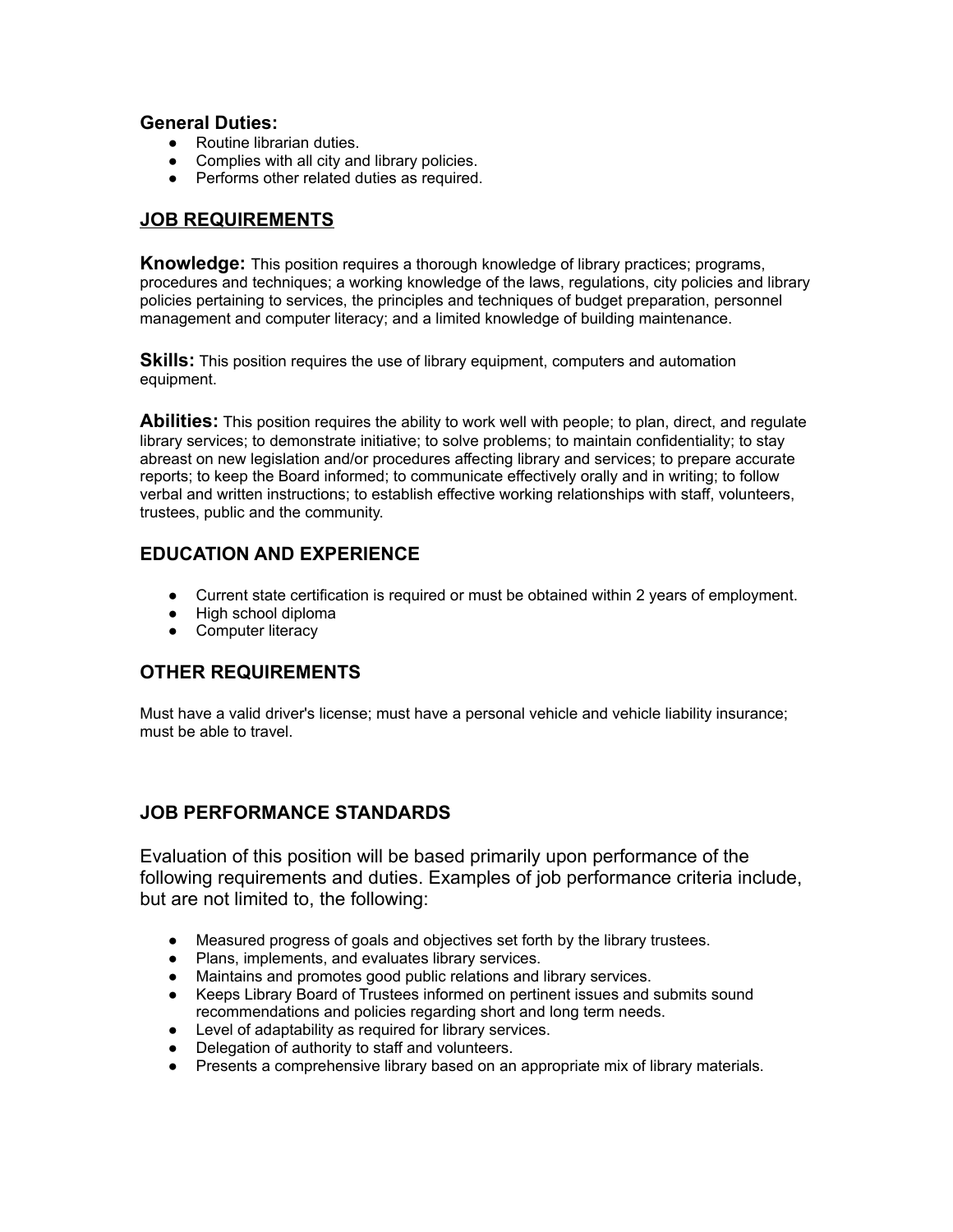**General Duties:**

- Routine librarian duties.
- Complies with all city and library policies.
- Performs other related duties as required.

## JOB REQUIREMENTS

**Knowledge:** This position requires a thorough knowledge of library practices; programs, procedures and techniques; a working knowledge of the laws, regulations, city policies and library policies pertaining to services, the principles and techniques of budget preparation, personnel management and computer literacy; and a limited knowledge of building maintenance.

**Skills:** This position requires the use of library equipment, computers and automation equipment.

**Abilities:** This position requires the ability to work well with people; to plan, direct, and regulate library services; to demonstrate initiative; to solve problems; to maintain confidentiality; to stay abreast on new legislation and/or procedures affecting library and services; to prepare accurate reports; to keep the Board informed; to communicate effectively orally and in writing; to follow verbal and written instructions; to establish effective working relationships with staff, volunteers, trustees, public and the community.

## EDUCATION AND EXPERIENCE

- Current state certification is required or must be obtained within 2 years of employment.
- High school diploma
- Computer literacy

## OTHER REQUIREMENTS

Must have a valid driver's license; must have a personal vehicle and vehicle liability insurance; must be able to travel.

## JOB PERFORMANCE STANDARDS

Evaluation of this position will be based primarily upon performance of the following requirements and duties. Examples of job performance criteria include, but are not limited to, the following:

- Measured progress of goals and objectives set forth by the library trustees.
- Plans, implements, and evaluates library services.
- Maintains and promotes good public relations and library services.
- Keeps Library Board of Trustees informed on pertinent issues and submits sound recommendations and policies regarding short and long term needs.
- Level of adaptability as required for library services.
- Delegation of authority to staff and volunteers.
- Presents a comprehensive library based on an appropriate mix of library materials.